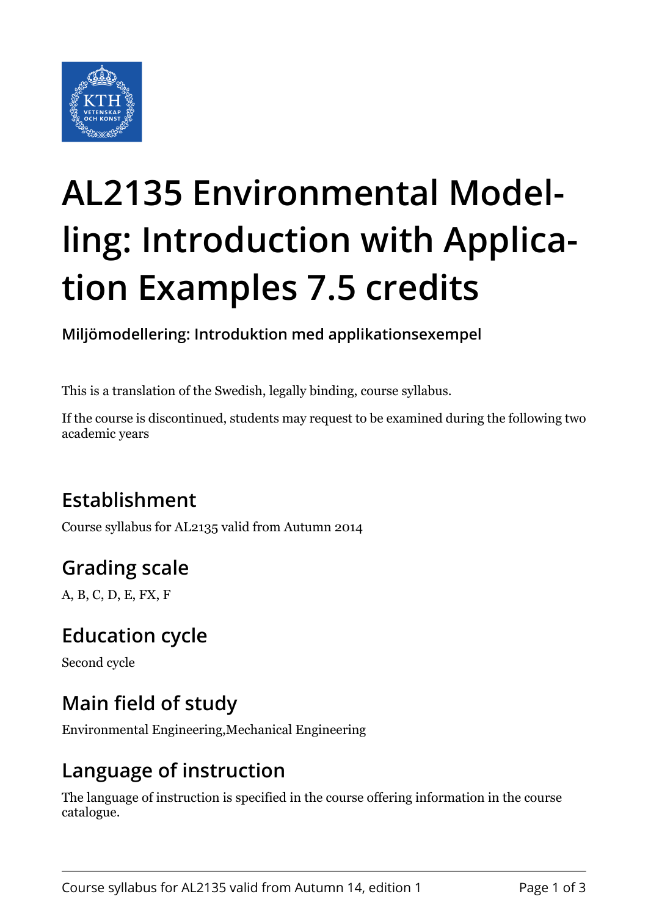# AL2135 Environmental Modelling: Introduction with Application Examples 7.5 credits

**Miljömodellering: Introduktion med applikationsexempel**

This is a translation of the Swedish, legally binding, course syllabus.

If the course is discontinued, students may request to be examined during the following two academic years

## Establishment

Course syllabus for AL2135 valid from Autumn 2014

## Grading scale

A, B, C, D, E, FX, F

## Education cycle

Second cycle

## Main field of study

Environmental Engineering,Mechanical Engineering

## Language of instruction

The language of instruction is specified in the course offering information in the course catalogue.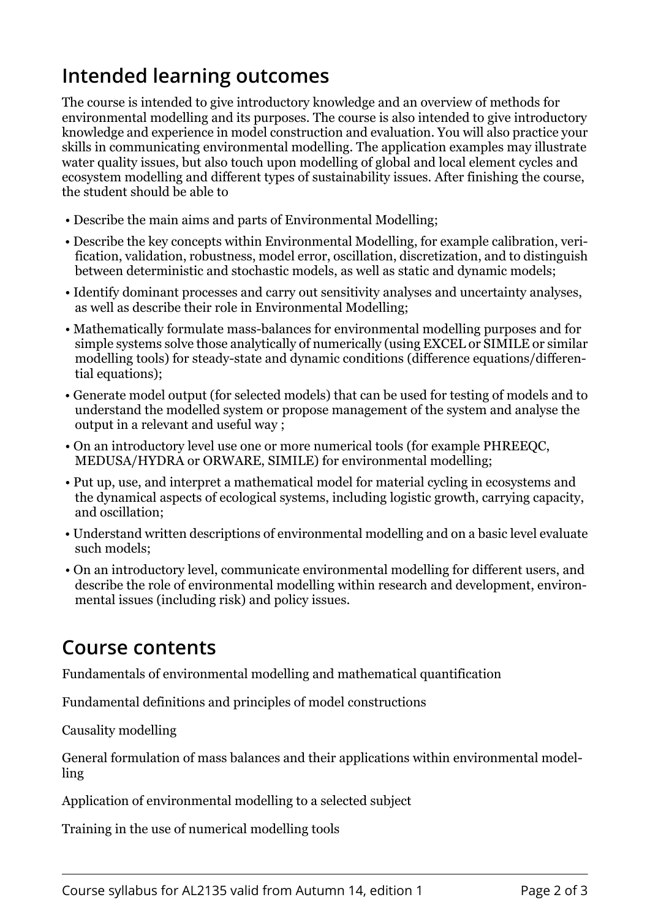## Intended learning outcomes

The course is intended to give introductory knowledge and an overview of methods for environmental modelling and its purposes. The course is also intended to give introductory knowledge and experience in model construction and evaluation. You will also practice your skills in communicating environmental modelling. The application examples may illustrate water quality issues, but also touch upon modelling of global and local element cycles and ecosystem modelling and different types of sustainability issues. After finishing the course, the student should be able to

- Describe the main aims and parts of Environmental Modelling;
- Describe the key concepts within Environmental Modelling, for example calibration, verification, validation, robustness, model error, oscillation, discretization, and to distinguish between deterministic and stochastic models, as well as static and dynamic models;
- Identify dominant processes and carry out sensitivity analyses and uncertainty analyses, as well as describe their role in Environmental Modelling;
- Mathematically formulate mass-balances for environmental modelling purposes and for simple systems solve those analytically of numerically (using EXCEL or SIMILE or similar modelling tools) for steady-state and dynamic conditions (difference equations/differential equations);
- Generate model output (for selected models) that can be used for testing of models and to understand the modelled system or propose management of the system and analyse the output in a relevant and useful way ;
- On an introductory level use one or more numerical tools (for example PHREEQC, MEDUSA/HYDRA or ORWARE, SIMILE) for environmental modelling;
- Put up, use, and interpret a mathematical model for material cycling in ecosystems and the dynamical aspects of ecological systems, including logistic growth, carrying capacity, and oscillation;
- Understand written descriptions of environmental modelling and on a basic level evaluate such models;
- On an introductory level, communicate environmental modelling for different users, and describe the role of environmental modelling within research and development, environmental issues (including risk) and policy issues.

## Course contents

Fundamentals of environmental modelling and mathematical quantification

Fundamental definitions and principles of model constructions

Causality modelling

General formulation of mass balances and their applications within environmental modelling

Application of environmental modelling to a selected subject

Training in the use of numerical modelling tools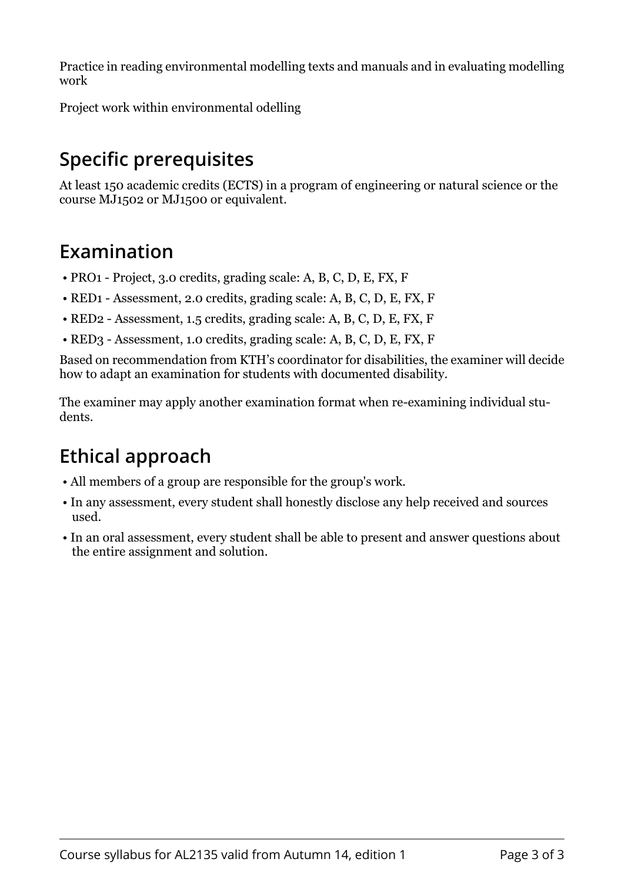Practice in reading environmental modelling texts and manuals and in evaluating modelling work

Project work within environmental odelling

## Specific prerequisites

At least 150 academic credits (ECTS) in a program of engineering or natural science or the course MJ1502 or MJ1500 or equivalent.

## Examination

- PRO1 - Project, 3.0 credits, grading scale: A, B, C, D, E, FX, F
- RED1 - Assessment, 2.0 credits, grading scale: A, B, C, D, E, FX, F
- RED2 - Assessment, 1.5 credits, grading scale: A, B, C, D, E, FX, F
- RED3 - Assessment, 1.0 credits, grading scale: A, B, C, D, E, FX, F

Based on recommendation from KTH's coordinator for disabilities, the examiner will decide how to adapt an examination for students with documented disability.

The examiner may apply another examination format when re-examining individual students.

## Ethical approach

- All members of a group are responsible for the group's work.
- In any assessment, every student shall honestly disclose any help received and sources used.
- In an oral assessment, every student shall be able to present and answer questions about the entire assignment and solution.